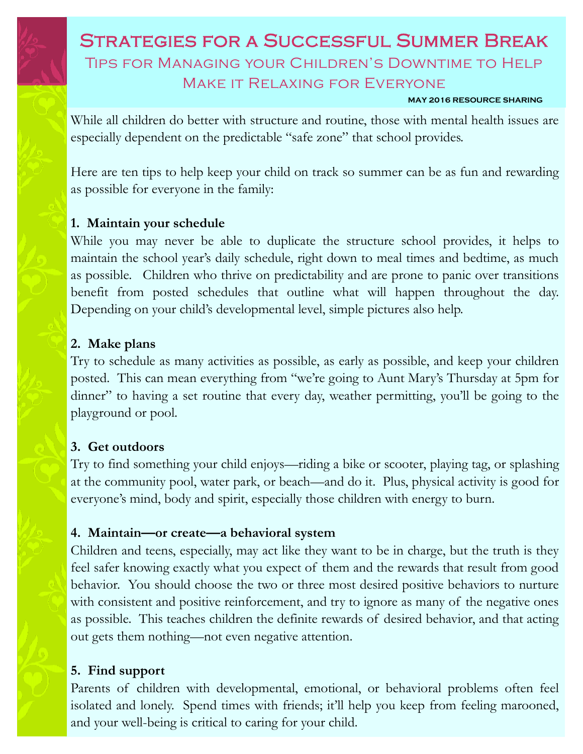# Strategies for a Successful Summer Break

## Tips for Managing your Children's Downtime to Help Make it Relaxing for Everyone

**MAY 2016 RESOURCE SHARING**

While all children do better with structure and routine, those with mental health issues are especially dependent on the predictable "safe zone" that school provides.

Here are ten tips to help keep your child on track so summer can be as fun and rewarding as possible for everyone in the family:

**1. Maintain your schedule**

While you may never be able to duplicate the structure school provides, it helps to maintain the school year's daily schedule, right down to meal times and bedtime, as much as possible. Children who thrive on predictability and are prone to panic over transitions benefit from posted schedules that outline what will happen throughout the day. Depending on your child's developmental level, simple pictures also help.

**2. Make plans**

Try to schedule as many activities as possible, as early as possible, and keep your children posted. This can mean everything from "we're going to Aunt Mary's Thursday at 5pm for dinner" to having a set routine that every day, weather permitting, you'll be going to the playground or pool.

**3. Get outdoors**

Try to find something your child enjoys—riding a bike or scooter, playing tag, or splashing at the community pool, water park, or beach—and do it. Plus, physical activity is good for everyone's mind, body and spirit, especially those children with energy to burn.

**4. Maintain—or create—a behavioral system**

Children and teens, especially, may act like they want to be in charge, but the truth is they feel safer knowing exactly what you expect of them and the rewards that result from good behavior. You should choose the two or three most desired positive behaviors to nurture with consistent and positive reinforcement, and try to ignore as many of the negative ones as possible. This teaches children the definite rewards of desired behavior, and that acting out gets them nothing—not even negative attention.

**5. Find support**

Parents of children with developmental, emotional, or behavioral problems often feel isolated and lonely. Spend times with friends; it'll help you keep from feeling marooned, and your well-being is critical to caring for your child.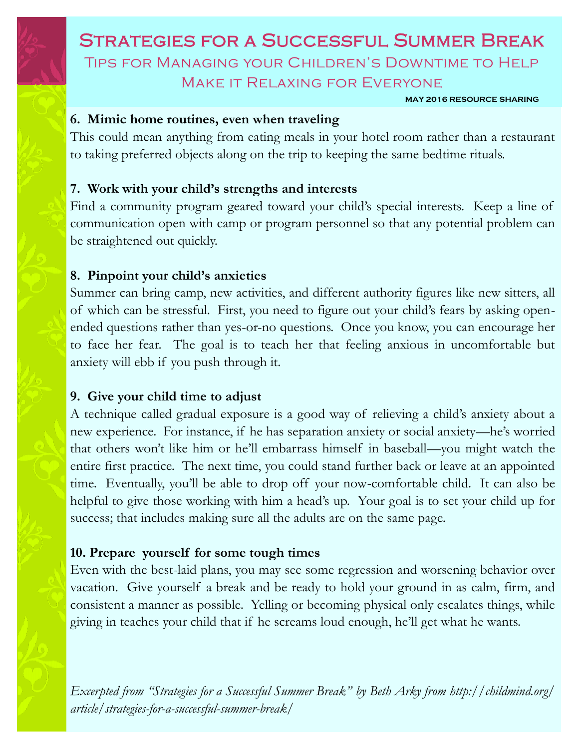# Strategies for a Successful Summer Break

## Tips for Managing your Children's Downtime to Help Make it Relaxing for Everyone

MAY 2016 RESOURCE SHARING

**6. Mimic home routines, even when traveling**

This could mean anything from eating meals in your hotel room rather than a restaurant to taking preferred objects along on the trip to keeping the same bedtime rituals.

**7. Work with your child's strengths and interests**

Find a community program geared toward your child's special interests. Keep a line of communication open with camp or program personnel so that any potential problem can be straightened out quickly.

**8. Pinpoint your child's anxieties**

Summer can bring camp, new activities, and different authority figures like new sitters, all of which can be stressful. First, you need to figure out your child's fears by asking open-ended questions rather than yes-or-no questions. Once you know, you can encourage her to face her fear. The goal is to teach her that feeling anxious in uncomfortable but anxiety will ebb if you push through it.

**9. Give your child time to adjust**

A technique called gradual exposure is a good way of relieving a child's anxiety about a new experience. For instance, if he has separation anxiety or social anxiety—he's worried that others won't like him or he'll embarrass himself in baseball—you might watch the entire first practice. The next time, you could stand further back or leave at an appointed time. Eventually, you'll be able to drop off your now-comfortable child. It can also be helpful to give those working with him a head's up. Your goal is to set your child up for success; that includes making sure all the adults are on the same page.

**10. Prepare yourself for some tough times**

Even with the best-laid plans, you may see some regression and worsening behavior over vacation. Give yourself a break and be ready to hold your ground in as calm, firm, and consistent a manner as possible. Yelling or becoming physical only escalates things, while giving in teaches your child that if he screams loud enough, he'll get what he wants.

*Excerpted from "Strategies for a Successful Summer Break" by Beth Arky from http://childmind.org/article/strategies-for-a-successful-summer-break/*